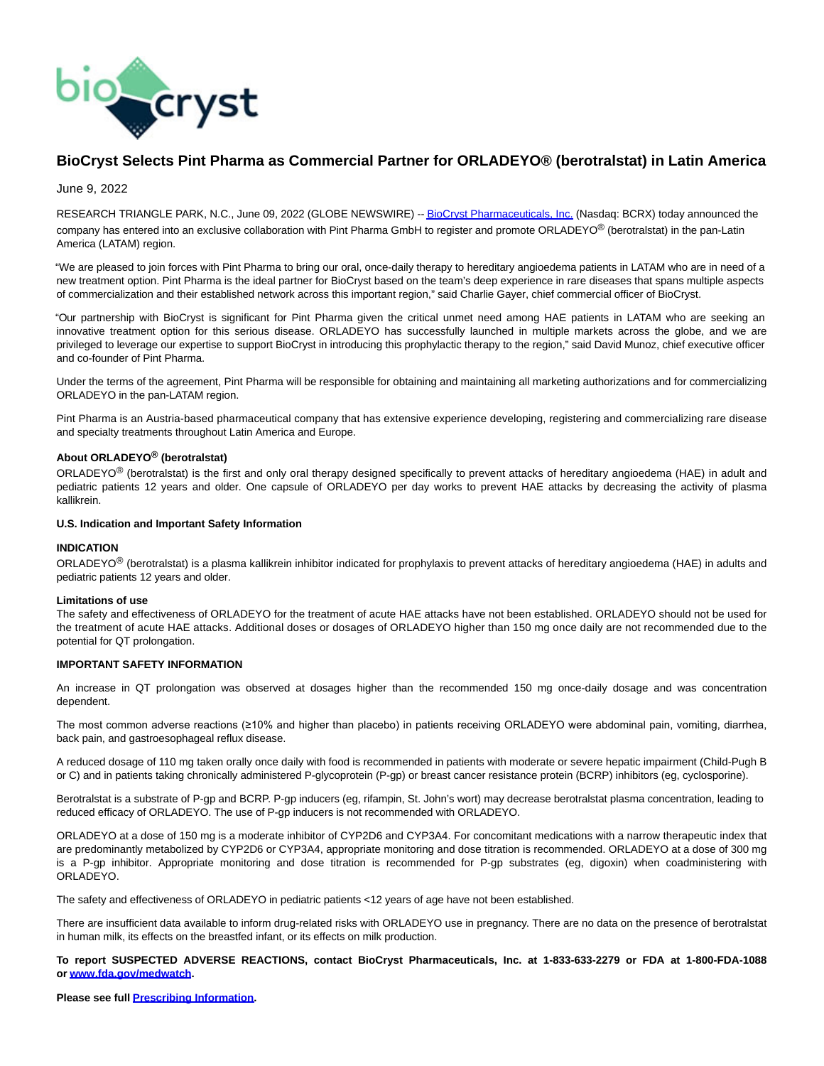# BioCryst Selects Pint Pharma as Commercial Partner for ORLADEYO® (berotralstat) in Latin America

June 9, 2022

RESEARCH TRIANGLE PARK, N.C., June 09, 2022 (GLOBE NEWSWIRE) -- [BioCryst Pharmaceuticals, Inc.](#) (Nasdaq: BCRX) today announced the company has entered into an exclusive collaboration with Pint Pharma GmbH to register and promote ORLADEYO® (berotralstat) in the pan-Latin America (LATAM) region.

"We are pleased to join forces with Pint Pharma to bring our oral, once-daily therapy to hereditary angioedema patients in LATAM who are in need of a new treatment option. Pint Pharma is the ideal partner for BioCryst based on the team's deep experience in rare diseases that spans multiple aspects of commercialization and their established network across this important region," said Charlie Gayer, chief commercial officer of BioCryst.

"Our partnership with BioCryst is significant for Pint Pharma given the critical unmet need among HAE patients in LATAM who are seeking an innovative treatment option for this serious disease. ORLADEYO has successfully launched in multiple markets across the globe, and we are privileged to leverage our expertise to support BioCryst in introducing this prophylactic therapy to the region," said David Munoz, chief executive officer and co-founder of Pint Pharma.

Under the terms of the agreement, Pint Pharma will be responsible for obtaining and maintaining all marketing authorizations and for commercializing ORLADEYO in the pan-LATAM region.

Pint Pharma is an Austria-based pharmaceutical company that has extensive experience developing, registering and commercializing rare disease and specialty treatments throughout Latin America and Europe.

**About ORLADEYO® (berotralstat)**

ORLADEYO® (berotralstat) is the first and only oral therapy designed specifically to prevent attacks of hereditary angioedema (HAE) in adult and pediatric patients 12 years and older. One capsule of ORLADEYO per day works to prevent HAE attacks by decreasing the activity of plasma kallikrein.

**U.S. Indication and Important Safety Information**

**INDICATION**

ORLADEYO® (berotralstat) is a plasma kallikrein inhibitor indicated for prophylaxis to prevent attacks of hereditary angioedema (HAE) in adults and pediatric patients 12 years and older.

**Limitations of use**

The safety and effectiveness of ORLADEYO for the treatment of acute HAE attacks have not been established. ORLADEYO should not be used for the treatment of acute HAE attacks. Additional doses or dosages of ORLADEYO higher than 150 mg once daily are not recommended due to the potential for QT prolongation.

**IMPORTANT SAFETY INFORMATION**

An increase in QT prolongation was observed at dosages higher than the recommended 150 mg once-daily dosage and was concentration dependent.

The most common adverse reactions (≥10% and higher than placebo) in patients receiving ORLADEYO were abdominal pain, vomiting, diarrhea, back pain, and gastroesophageal reflux disease.

A reduced dosage of 110 mg taken orally once daily with food is recommended in patients with moderate or severe hepatic impairment (Child-Pugh B or C) and in patients taking chronically administered P-glycoprotein (P-gp) or breast cancer resistance protein (BCRP) inhibitors (eg, cyclosporine).

Berotralstat is a substrate of P-gp and BCRP. P-gp inducers (eg, rifampin, St. John's wort) may decrease berotralstat plasma concentration, leading to reduced efficacy of ORLADEYO. The use of P-gp inducers is not recommended with ORLADEYO.

ORLADEYO at a dose of 150 mg is a moderate inhibitor of CYP2D6 and CYP3A4. For concomitant medications with a narrow therapeutic index that are predominantly metabolized by CYP2D6 or CYP3A4, appropriate monitoring and dose titration is recommended. ORLADEYO at a dose of 300 mg is a P-gp inhibitor. Appropriate monitoring and dose titration is recommended for P-gp substrates (eg, digoxin) when coadministering with ORLADEYO.

The safety and effectiveness of ORLADEYO in pediatric patients <12 years of age have not been established.

There are insufficient data available to inform drug-related risks with ORLADEYO use in pregnancy. There are no data on the presence of berotralstat in human milk, its effects on the breastfed infant, or its effects on milk production.

**To report SUSPECTED ADVERSE REACTIONS, contact BioCryst Pharmaceuticals, Inc. at 1-833-633-2279 or FDA at 1-800-FDA-1088 or [www.fda.gov/medwatch](#).**

**Please see full [Prescribing Information](#).**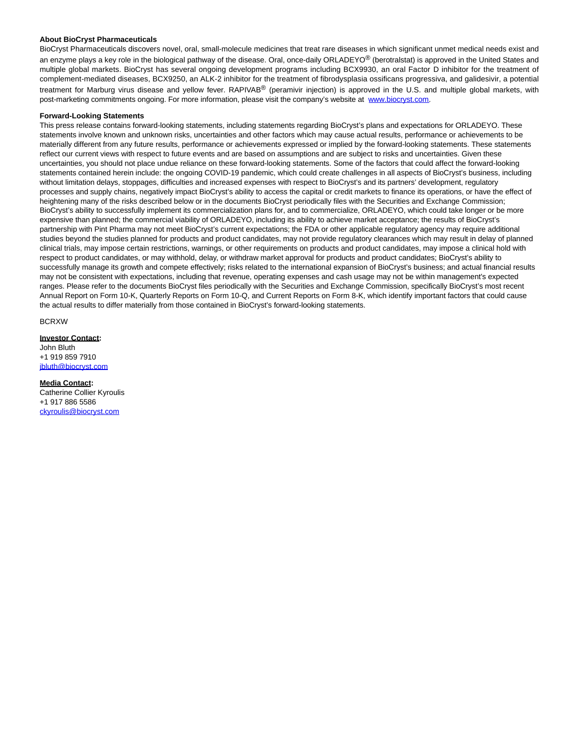**About BioCryst Pharmaceuticals**

BioCryst Pharmaceuticals discovers novel, oral, small-molecule medicines that treat rare diseases in which significant unmet medical needs exist and an enzyme plays a key role in the biological pathway of the disease. Oral, once-daily ORLADEYO® (berotralstat) is approved in the United States and multiple global markets. BioCryst has several ongoing development programs including BCX9930, an oral Factor D inhibitor for the treatment of complement-mediated diseases, BCX9250, an ALK-2 inhibitor for the treatment of fibrodysplasia ossificans progressiva, and galidesivir, a potential treatment for Marburg virus disease and yellow fever. RAPIVAB® (peramivir injection) is approved in the U.S. and multiple global markets, with post-marketing commitments ongoing. For more information, please visit the company's website at [www.biocryst.com](http://www.biocryst.com).

**Forward-Looking Statements**

This press release contains forward-looking statements, including statements regarding BioCryst's plans and expectations for ORLADEYO. These statements involve known and unknown risks, uncertainties and other factors which may cause actual results, performance or achievements to be materially different from any future results, performance or achievements expressed or implied by the forward-looking statements. These statements reflect our current views with respect to future events and are based on assumptions and are subject to risks and uncertainties. Given these uncertainties, you should not place undue reliance on these forward-looking statements. Some of the factors that could affect the forward-looking statements contained herein include: the ongoing COVID-19 pandemic, which could create challenges in all aspects of BioCryst's business, including without limitation delays, stoppages, difficulties and increased expenses with respect to BioCryst's and its partners' development, regulatory processes and supply chains, negatively impact BioCryst's ability to access the capital or credit markets to finance its operations, or have the effect of heightening many of the risks described below or in the documents BioCryst periodically files with the Securities and Exchange Commission; BioCryst's ability to successfully implement its commercialization plans for, and to commercialize, ORLADEYO, which could take longer or be more expensive than planned; the commercial viability of ORLADEYO, including its ability to achieve market acceptance; the results of BioCryst's partnership with Pint Pharma may not meet BioCryst's current expectations; the FDA or other applicable regulatory agency may require additional studies beyond the studies planned for products and product candidates, may not provide regulatory clearances which may result in delay of planned clinical trials, may impose certain restrictions, warnings, or other requirements on products and product candidates, may impose a clinical hold with respect to product candidates, or may withhold, delay, or withdraw market approval for products and product candidates; BioCryst's ability to successfully manage its growth and compete effectively; risks related to the international expansion of BioCryst's business; and actual financial results may not be consistent with expectations, including that revenue, operating expenses and cash usage may not be within management's expected ranges. Please refer to the documents BioCryst files periodically with the Securities and Exchange Commission, specifically BioCryst's most recent Annual Report on Form 10-K, Quarterly Reports on Form 10-Q, and Current Reports on Form 8-K, which identify important factors that could cause the actual results to differ materially from those contained in BioCryst's forward-looking statements.

BCRXW

**Investor Contact:**
John Bluth
+1 919 859 7910
[jbluth@biocryst.com](mailto:jbluth@biocryst.com)

**Media Contact:**
Catherine Collier Kyroulis
+1 917 886 5586
[ckyroulis@biocryst.com](mailto:ckyroulis@biocryst.com)